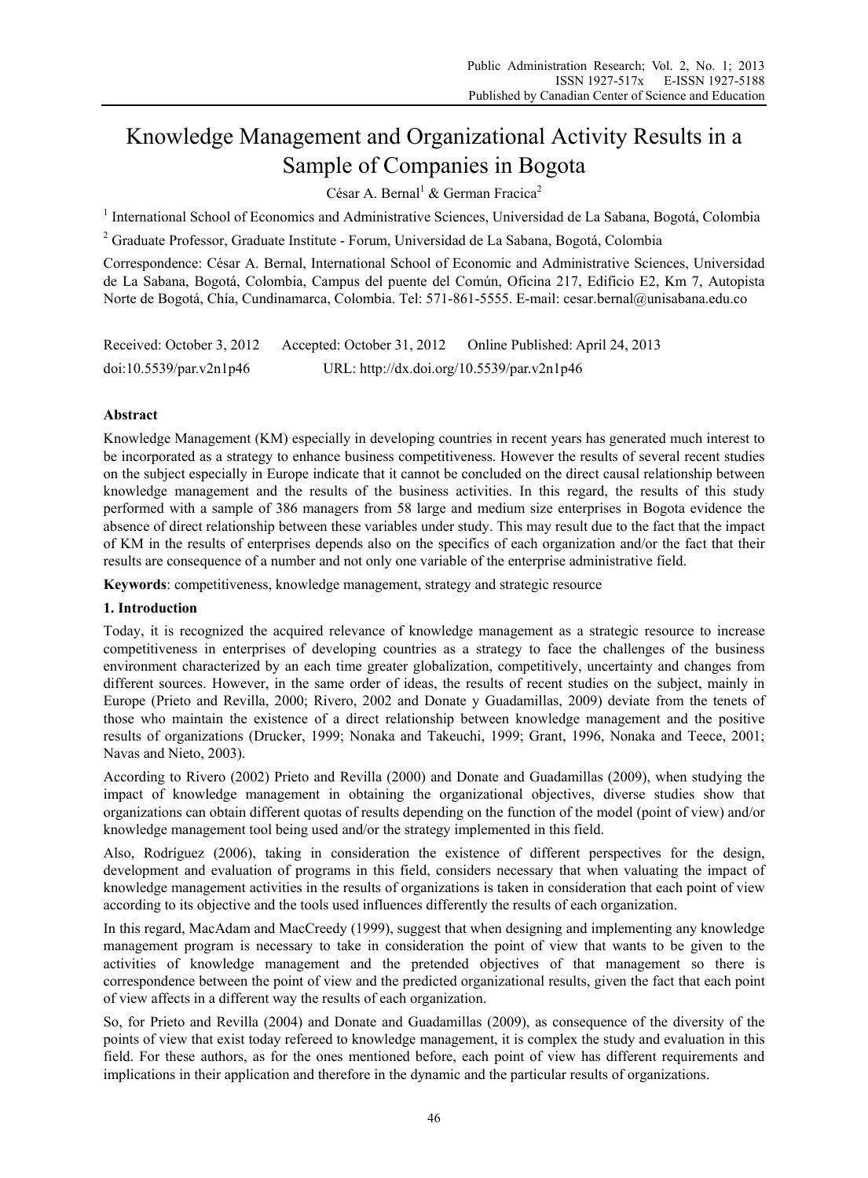# Knowledge Management and Organizational Activity Results in a Sample of Companies in Bogota

César A. Bernal[1] & German Fracica[2]

[1] International School of Economics and Administrative Sciences, Universidad de La Sabana, Bogotá, Colombia

[2] Graduate Professor, Graduate Institute - Forum, Universidad de La Sabana, Bogotá, Colombia

Correspondence: César A. Bernal, International School of Economic and Administrative Sciences, Universidad de La Sabana, Bogotá, Colombia, Campus del puente del Común, Oficina 217, Edificio E2, Km 7, Autopista Norte de Bogotá, Chía, Cundinamarca, Colombia. Tel: 571-861-5555. E-mail: cesar.bernal@unisabana.edu.co

Received: October 3, 2012 Accepted: October 31, 2012 Online Published: April 24, 2013

doi:10.5539/par.v2n1p46 URL: http://dx.doi.org/10.5539/par.v2n1p46

**Abstract**

Knowledge Management (KM) especially in developing countries in recent years has generated much interest to be incorporated as a strategy to enhance business competitiveness. However the results of several recent studies on the subject especially in Europe indicate that it cannot be concluded on the direct causal relationship between knowledge management and the results of the business activities. In this regard, the results of this study performed with a sample of 386 managers from 58 large and medium size enterprises in Bogota evidence the absence of direct relationship between these variables under study. This may result due to the fact that the impact of KM in the results of enterprises depends also on the specifics of each organization and/or the fact that their results are consequence of a number and not only one variable of the enterprise administrative field.

**Keywords**: competitiveness, knowledge management, strategy and strategic resource

## 1. Introduction

Today, it is recognized the acquired relevance of knowledge management as a strategic resource to increase competitiveness in enterprises of developing countries as a strategy to face the challenges of the business environment characterized by an each time greater globalization, competitively, uncertainty and changes from different sources. However, in the same order of ideas, the results of recent studies on the subject, mainly in Europe (Prieto and Revilla, 2000; Rivero, 2002 and Donate y Guadamillas, 2009) deviate from the tenets of those who maintain the existence of a direct relationship between knowledge management and the positive results of organizations (Drucker, 1999; Nonaka and Takeuchi, 1999; Grant, 1996, Nonaka and Teece, 2001; Navas and Nieto, 2003).

According to Rivero (2002) Prieto and Revilla (2000) and Donate and Guadamillas (2009), when studying the impact of knowledge management in obtaining the organizational objectives, diverse studies show that organizations can obtain different quotas of results depending on the function of the model (point of view) and/or knowledge management tool being used and/or the strategy implemented in this field.

Also, Rodríguez (2006), taking in consideration the existence of different perspectives for the design, development and evaluation of programs in this field, considers necessary that when valuating the impact of knowledge management activities in the results of organizations is taken in consideration that each point of view according to its objective and the tools used influences differently the results of each organization.

In this regard, MacAdam and MacCreedy (1999), suggest that when designing and implementing any knowledge management program is necessary to take in consideration the point of view that wants to be given to the activities of knowledge management and the pretended objectives of that management so there is correspondence between the point of view and the predicted organizational results, given the fact that each point of view affects in a different way the results of each organization.

So, for Prieto and Revilla (2004) and Donate and Guadamillas (2009), as consequence of the diversity of the points of view that exist today refereed to knowledge management, it is complex the study and evaluation in this field. For these authors, as for the ones mentioned before, each point of view has different requirements and implications in their application and therefore in the dynamic and the particular results of organizations.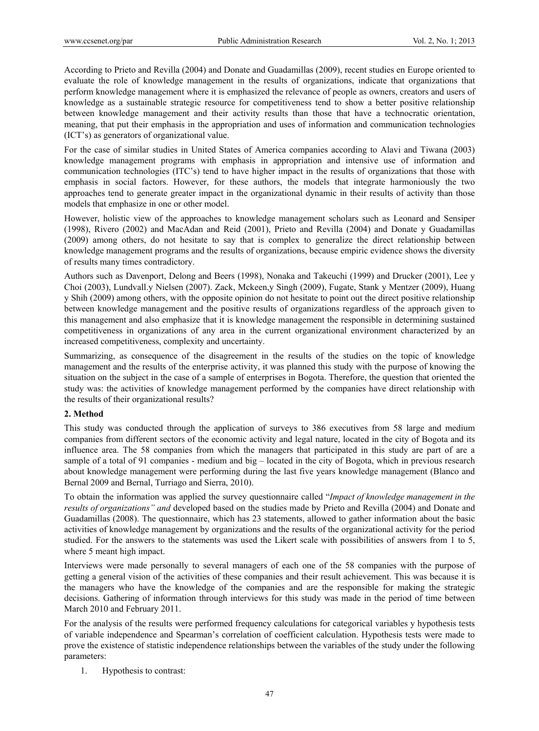According to Prieto and Revilla (2004) and Donate and Guadamillas (2009), recent studies en Europe oriented to evaluate the role of knowledge management in the results of organizations, indicate that organizations that perform knowledge management where it is emphasized the relevance of people as owners, creators and users of knowledge as a sustainable strategic resource for competitiveness tend to show a better positive relationship between knowledge management and their activity results than those that have a technocratic orientation, meaning, that put their emphasis in the appropriation and uses of information and communication technologies (ICT's) as generators of organizational value.

For the case of similar studies in United States of America companies according to Alavi and Tiwana (2003) knowledge management programs with emphasis in appropriation and intensive use of information and communication technologies (ITC's) tend to have higher impact in the results of organizations that those with emphasis in social factors. However, for these authors, the models that integrate harmoniously the two approaches tend to generate greater impact in the organizational dynamic in their results of activity than those models that emphasize in one or other model.

However, holistic view of the approaches to knowledge management scholars such as Leonard and Sensiper (1998), Rivero (2002) and MacAdan and Reid (2001), Prieto and Revilla (2004) and Donate y Guadamillas (2009) among others, do not hesitate to say that is complex to generalize the direct relationship between knowledge management programs and the results of organizations, because empiric evidence shows the diversity of results many times contradictory.

Authors such as Davenport, Delong and Beers (1998), Nonaka and Takeuchi (1999) and Drucker (2001), Lee y Choi (2003), Lundvall.y Nielsen (2007). Zack, Mckeen,y Singh (2009), Fugate, Stank y Mentzer (2009), Huang y Shih (2009) among others, with the opposite opinion do not hesitate to point out the direct positive relationship between knowledge management and the positive results of organizations regardless of the approach given to this management and also emphasize that it is knowledge management the responsible in determining sustained competitiveness in organizations of any area in the current organizational environment characterized by an increased competitiveness, complexity and uncertainty.

Summarizing, as consequence of the disagreement in the results of the studies on the topic of knowledge management and the results of the enterprise activity, it was planned this study with the purpose of knowing the situation on the subject in the case of a sample of enterprises in Bogota. Therefore, the question that oriented the study was: the activities of knowledge management performed by the companies have direct relationship with the results of their organizational results?

## 2. Method

This study was conducted through the application of surveys to 386 executives from 58 large and medium companies from different sectors of the economic activity and legal nature, located in the city of Bogota and its influence area. The 58 companies from which the managers that participated in this study are part of are a sample of a total of 91 companies - medium and big – located in the city of Bogota, which in previous research about knowledge management were performing during the last five years knowledge management (Blanco and Bernal 2009 and Bernal, Turriago and Sierra, 2010).

To obtain the information was applied the survey questionnaire called "*Impact of knowledge management in the results of organizations" and* developed based on the studies made by Prieto and Revilla (2004) and Donate and Guadamillas (2008). The questionnaire, which has 23 statements, allowed to gather information about the basic activities of knowledge management by organizations and the results of the organizational activity for the period studied. For the answers to the statements was used the Likert scale with possibilities of answers from 1 to 5, where 5 meant high impact.

Interviews were made personally to several managers of each one of the 58 companies with the purpose of getting a general vision of the activities of these companies and their result achievement. This was because it is the managers who have the knowledge of the companies and are the responsible for making the strategic decisions. Gathering of information through interviews for this study was made in the period of time between March 2010 and February 2011.

For the analysis of the results were performed frequency calculations for categorical variables y hypothesis tests of variable independence and Spearman's correlation of coefficient calculation. Hypothesis tests were made to prove the existence of statistic independence relationships between the variables of the study under the following parameters:

1. Hypothesis to contrast: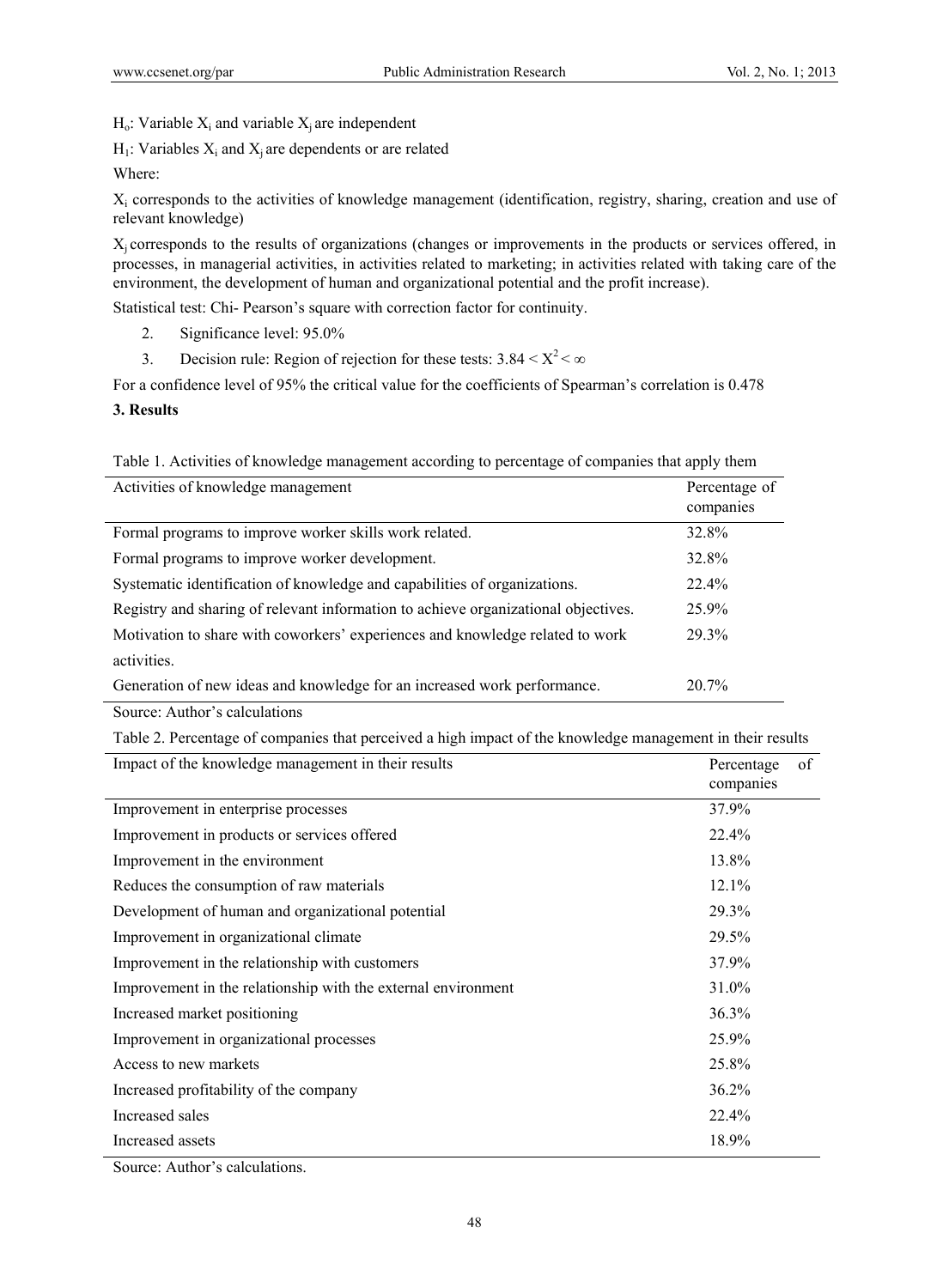$H_o$: Variable $X_i$ and variable $X_j$ are independent

$H_1$: Variables $X_i$ and $X_j$ are dependents or are related

Where:

$X_i$ corresponds to the activities of knowledge management (identification, registry, sharing, creation and use of relevant knowledge)

$X_j$ corresponds to the results of organizations (changes or improvements in the products or services offered, in processes, in managerial activities, in activities related to marketing; in activities related with taking care of the environment, the development of human and organizational potential and the profit increase).

Statistical test: Chi- Pearson's square with correction factor for continuity.

2. Significance level: 95.0%
3. Decision rule: Region of rejection for these tests: $3.84 < X^2 < \infty$

For a confidence level of 95% the critical value for the coefficients of Spearman's correlation is 0.478

## 3. Results

Table 1. Activities of knowledge management according to percentage of companies that apply them

| Activities of knowledge management | Percentage of companies |
|---|---|
| Formal programs to improve worker skills work related. | 32.8% |
| Formal programs to improve worker development. | 32.8% |
| Systematic identification of knowledge and capabilities of organizations. | 22.4% |
| Registry and sharing of relevant information to achieve organizational objectives. | 25.9% |
| Motivation to share with coworkers' experiences and knowledge related to work activities. | 29.3% |
| Generation of new ideas and knowledge for an increased work performance. | 20.7% |

Source: Author's calculations

Table 2. Percentage of companies that perceived a high impact of the knowledge management in their results

| Impact of the knowledge management in their results | Percentage of companies |
|---|---|
| Improvement in enterprise processes | 37.9% |
| Improvement in products or services offered | 22.4% |
| Improvement in the environment | 13.8% |
| Reduces the consumption of raw materials | 12.1% |
| Development of human and organizational potential | 29.3% |
| Improvement in organizational climate | 29.5% |
| Improvement in the relationship with customers | 37.9% |
| Improvement in the relationship with the external environment | 31.0% |
| Increased market positioning | 36.3% |
| Improvement in organizational processes | 25.9% |
| Access to new markets | 25.8% |
| Increased profitability of the company | 36.2% |
| Increased sales | 22.4% |
| Increased assets | 18.9% |

Source: Author's calculations.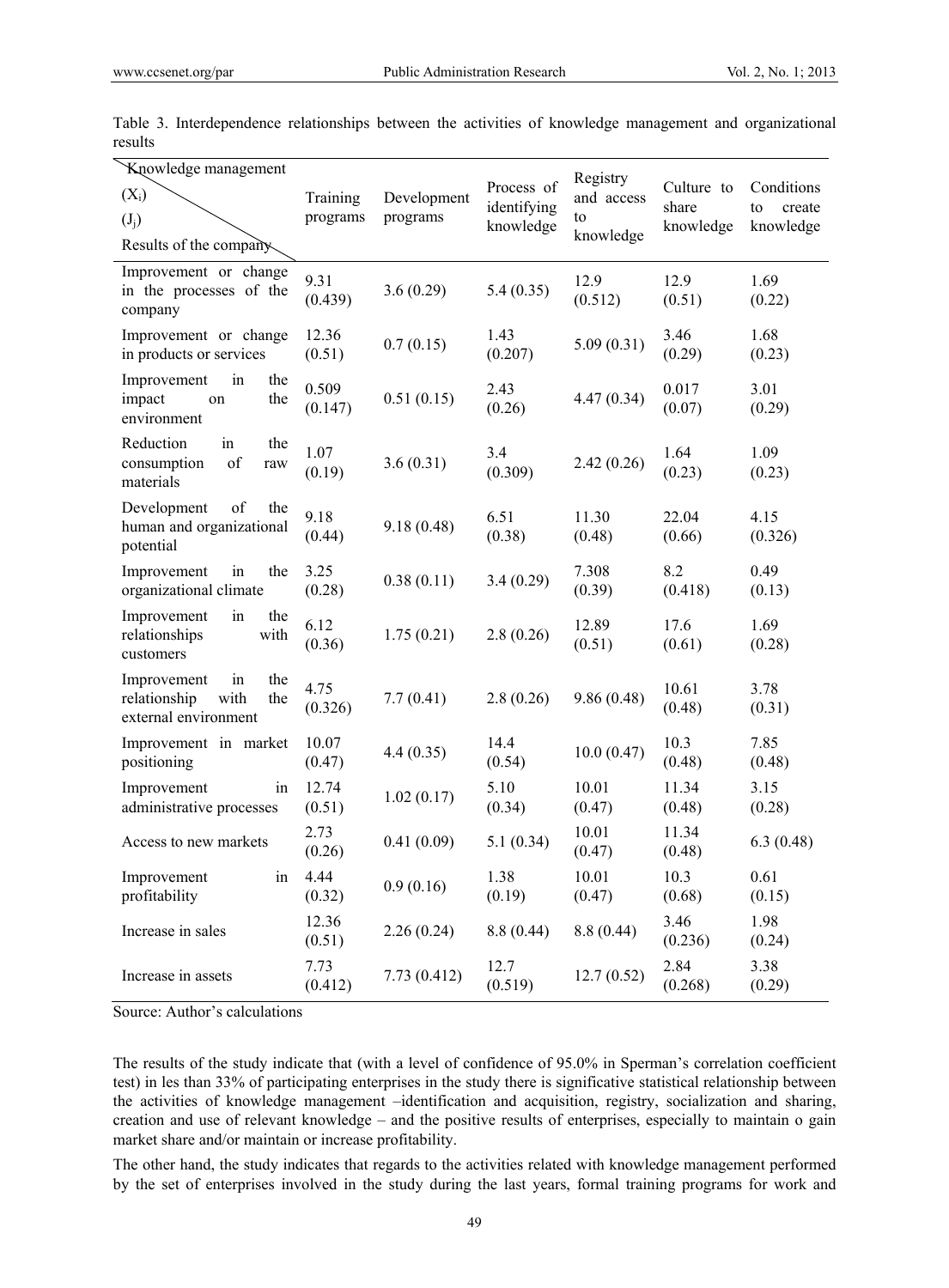Table 3. Interdependence relationships between the activities of knowledge management and organizational results

| Knowledge management ($X_i$) ($J_j$) Results of the company | Training programs | Development programs | Process of identifying knowledge | Registry and access to knowledge | Culture to share knowledge | Conditions to create knowledge |
|---|---|---|---|---|---|---|
| Improvement or change in the processes of the company | 9.31 (0.439) | 3.6 (0.29) | 5.4 (0.35) | 12.9 (0.512) | 12.9 (0.51) | 1.69 (0.22) |
| Improvement or change in products or services | 12.36 (0.51) | 0.7 (0.15) | 1.43 (0.207) | 5.09 (0.31) | 3.46 (0.29) | 1.68 (0.23) |
| Improvement in the impact on the environment | 0.509 (0.147) | 0.51 (0.15) | 2.43 (0.26) | 4.47 (0.34) | 0.017 (0.07) | 3.01 (0.29) |
| Reduction in the consumption of raw materials | 1.07 (0.19) | 3.6 (0.31) | 3.4 (0.309) | 2.42 (0.26) | 1.64 (0.23) | 1.09 (0.23) |
| Development of the human and organizational potential | 9.18 (0.44) | 9.18 (0.48) | 6.51 (0.38) | 11.30 (0.48) | 22.04 (0.66) | 4.15 (0.326) |
| Improvement in the organizational climate | 3.25 (0.28) | 0.38 (0.11) | 3.4 (0.29) | 7.308 (0.39) | 8.2 (0.418) | 0.49 (0.13) |
| Improvement in the relationships with customers | 6.12 (0.36) | 1.75 (0.21) | 2.8 (0.26) | 12.89 (0.51) | 17.6 (0.61) | 1.69 (0.28) |
| Improvement in the relationship with the external environment | 4.75 (0.326) | 7.7 (0.41) | 2.8 (0.26) | 9.86 (0.48) | 10.61 (0.48) | 3.78 (0.31) |
| Improvement in market positioning | 10.07 (0.47) | 4.4 (0.35) | 14.4 (0.54) | 10.0 (0.47) | 10.3 (0.48) | 7.85 (0.48) |
| Improvement in administrative processes | 12.74 (0.51) | 1.02 (0.17) | 5.10 (0.34) | 10.01 (0.47) | 11.34 (0.48) | 3.15 (0.28) |
| Access to new markets | 2.73 (0.26) | 0.41 (0.09) | 5.1 (0.34) | 10.01 (0.47) | 11.34 (0.48) | 6.3 (0.48) |
| Improvement in profitability | 4.44 (0.32) | 0.9 (0.16) | 1.38 (0.19) | 10.01 (0.47) | 10.3 (0.68) | 0.61 (0.15) |
| Increase in sales | 12.36 (0.51) | 2.26 (0.24) | 8.8 (0.44) | 8.8 (0.44) | 3.46 (0.236) | 1.98 (0.24) |
| Increase in assets | 7.73 (0.412) | 7.73 (0.412) | 12.7 (0.519) | 12.7 (0.52) | 2.84 (0.268) | 3.38 (0.29) |

Source: Author's calculations

The results of the study indicate that (with a level of confidence of 95.0% in Sperman's correlation coefficient test) in les than 33% of participating enterprises in the study there is significative statistical relationship between the activities of knowledge management –identification and acquisition, registry, socialization and sharing, creation and use of relevant knowledge – and the positive results of enterprises, especially to maintain o gain market share and/or maintain or increase profitability.

The other hand, the study indicates that regards to the activities related with knowledge management performed by the set of enterprises involved in the study during the last years, formal training programs for work and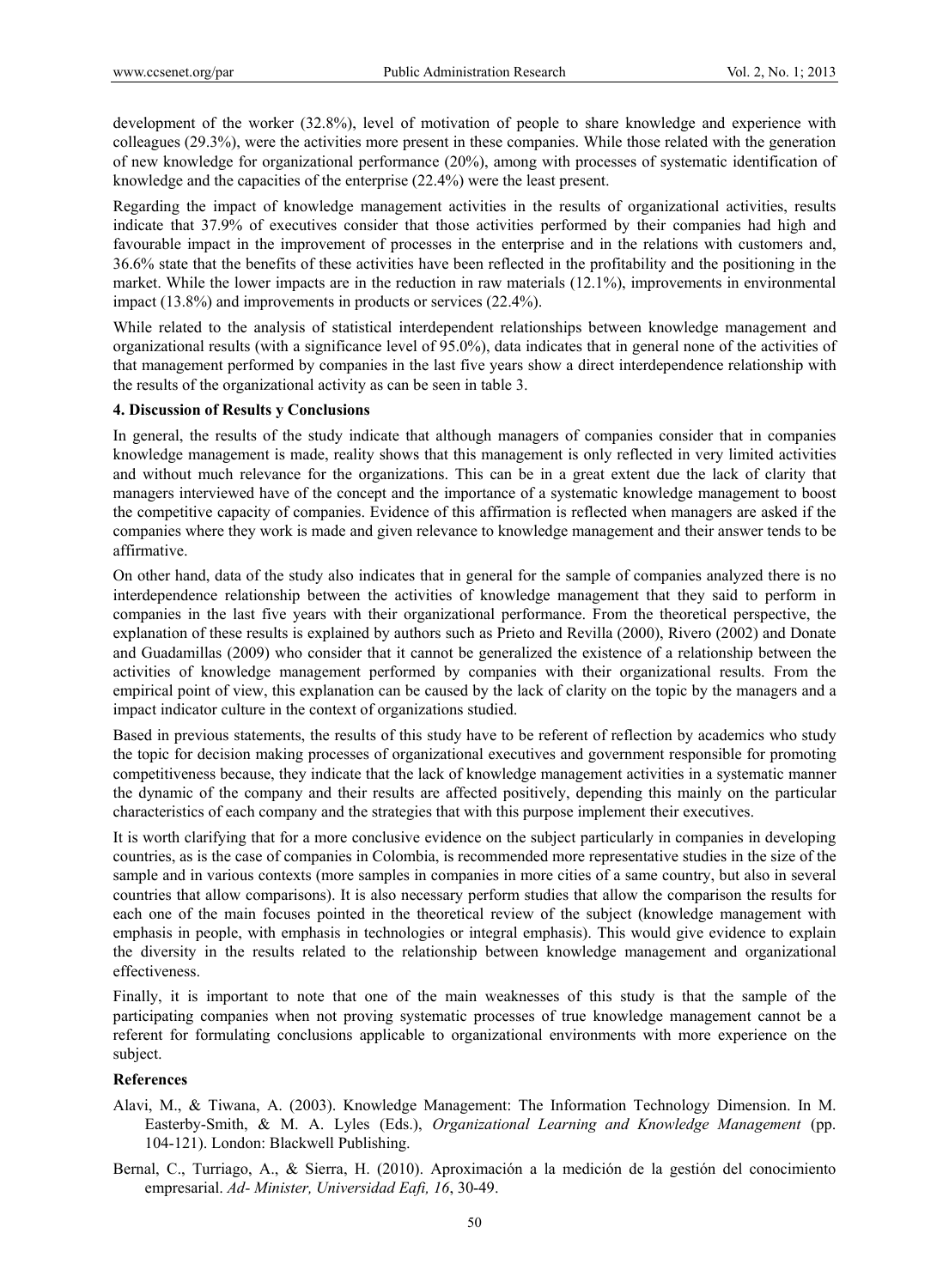development of the worker (32.8%), level of motivation of people to share knowledge and experience with colleagues (29.3%), were the activities more present in these companies. While those related with the generation of new knowledge for organizational performance (20%), among with processes of systematic identification of knowledge and the capacities of the enterprise (22.4%) were the least present.

Regarding the impact of knowledge management activities in the results of organizational activities, results indicate that 37.9% of executives consider that those activities performed by their companies had high and favourable impact in the improvement of processes in the enterprise and in the relations with customers and, 36.6% state that the benefits of these activities have been reflected in the profitability and the positioning in the market. While the lower impacts are in the reduction in raw materials (12.1%), improvements in environmental impact (13.8%) and improvements in products or services (22.4%).

While related to the analysis of statistical interdependent relationships between knowledge management and organizational results (with a significance level of 95.0%), data indicates that in general none of the activities of that management performed by companies in the last five years show a direct interdependence relationship with the results of the organizational activity as can be seen in table 3.

## 4. Discussion of Results y Conclusions

In general, the results of the study indicate that although managers of companies consider that in companies knowledge management is made, reality shows that this management is only reflected in very limited activities and without much relevance for the organizations. This can be in a great extent due the lack of clarity that managers interviewed have of the concept and the importance of a systematic knowledge management to boost the competitive capacity of companies. Evidence of this affirmation is reflected when managers are asked if the companies where they work is made and given relevance to knowledge management and their answer tends to be affirmative.

On other hand, data of the study also indicates that in general for the sample of companies analyzed there is no interdependence relationship between the activities of knowledge management that they said to perform in companies in the last five years with their organizational performance. From the theoretical perspective, the explanation of these results is explained by authors such as Prieto and Revilla (2000), Rivero (2002) and Donate and Guadamillas (2009) who consider that it cannot be generalized the existence of a relationship between the activities of knowledge management performed by companies with their organizational results. From the empirical point of view, this explanation can be caused by the lack of clarity on the topic by the managers and a impact indicator culture in the context of organizations studied.

Based in previous statements, the results of this study have to be referent of reflection by academics who study the topic for decision making processes of organizational executives and government responsible for promoting competitiveness because, they indicate that the lack of knowledge management activities in a systematic manner the dynamic of the company and their results are affected positively, depending this mainly on the particular characteristics of each company and the strategies that with this purpose implement their executives.

It is worth clarifying that for a more conclusive evidence on the subject particularly in companies in developing countries, as is the case of companies in Colombia, is recommended more representative studies in the size of the sample and in various contexts (more samples in companies in more cities of a same country, but also in several countries that allow comparisons). It is also necessary perform studies that allow the comparison the results for each one of the main focuses pointed in the theoretical review of the subject (knowledge management with emphasis in people, with emphasis in technologies or integral emphasis). This would give evidence to explain the diversity in the results related to the relationship between knowledge management and organizational effectiveness.

Finally, it is important to note that one of the main weaknesses of this study is that the sample of the participating companies when not proving systematic processes of true knowledge management cannot be a referent for formulating conclusions applicable to organizational environments with more experience on the subject.

## References

Alavi, M., & Tiwana, A. (2003). Knowledge Management: The Information Technology Dimension. In M. Easterby-Smith, & M. A. Lyles (Eds.), *Organizational Learning and Knowledge Management* (pp. 104-121). London: Blackwell Publishing.

Bernal, C., Turriago, A., & Sierra, H. (2010). Aproximación a la medición de la gestión del conocimiento empresarial. *Ad- Minister, Universidad Eafi, 16*, 30-49.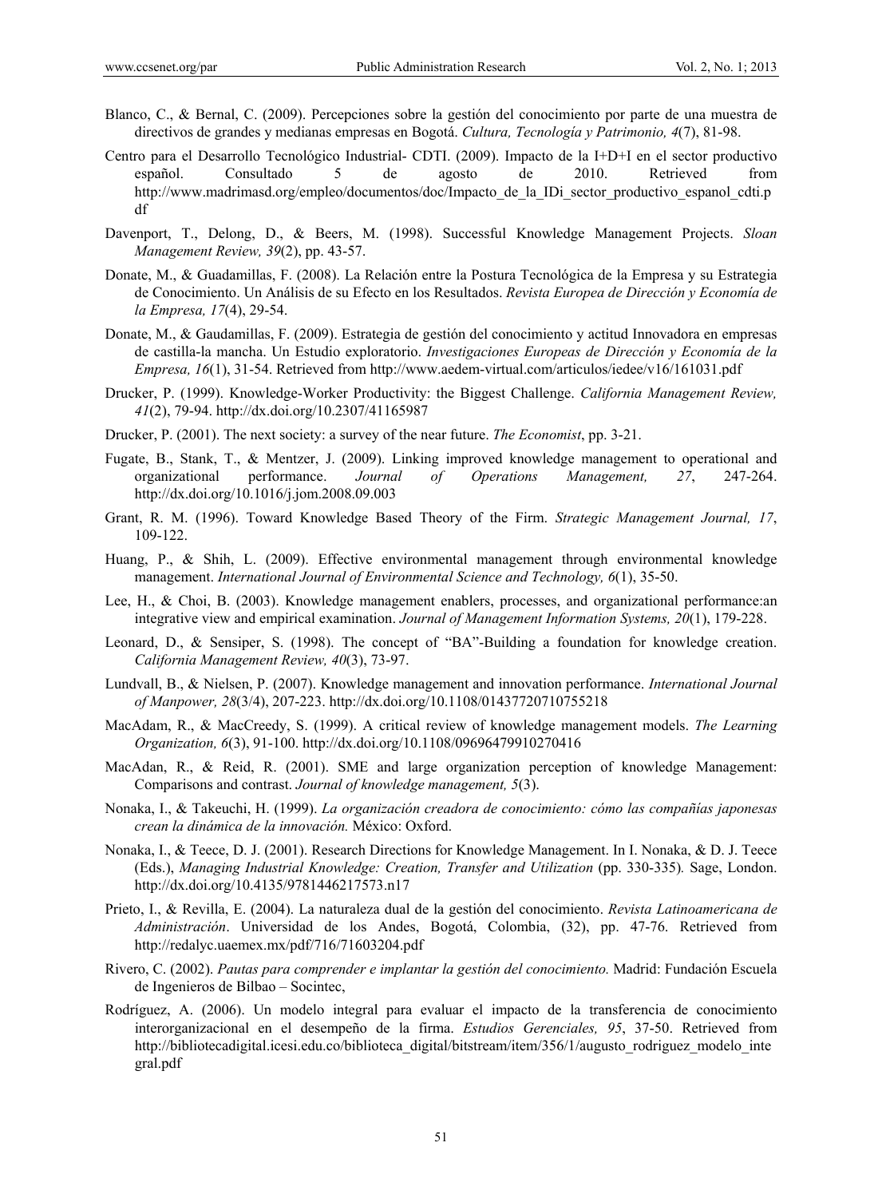Blanco, C., & Bernal, C. (2009). Percepciones sobre la gestión del conocimiento por parte de una muestra de directivos de grandes y medianas empresas en Bogotá. *Cultura, Tecnología y Patrimonio, 4*(7), 81-98.

Centro para el Desarrollo Tecnológico Industrial- CDTI. (2009). Impacto de la I+D+I en el sector productivo español. Consultado 5 de agosto de 2010. Retrieved from http://www.madrimasd.org/empleo/documentos/doc/Impacto_de_la_IDi_sector_productivo_espanol_cdti.pdf

Davenport, T., Delong, D., & Beers, M. (1998). Successful Knowledge Management Projects. *Sloan Management Review, 39*(2), pp. 43-57.

Donate, M., & Guadamillas, F. (2008). La Relación entre la Postura Tecnológica de la Empresa y su Estrategia de Conocimiento. Un Análisis de su Efecto en los Resultados. *Revista Europea de Dirección y Economía de la Empresa, 17*(4), 29-54.

Donate, M., & Gaudamillas, F. (2009). Estrategia de gestión del conocimiento y actitud Innovadora en empresas de castilla-la mancha. Un Estudio exploratorio. *Investigaciones Europeas de Dirección y Economía de la Empresa, 16*(1), 31-54. Retrieved from http://www.aedem-virtual.com/articulos/iedee/v16/161031.pdf

Drucker, P. (1999). Knowledge-Worker Productivity: the Biggest Challenge. *California Management Review, 41*(2), 79-94. http://dx.doi.org/10.2307/41165987

Drucker, P. (2001). The next society: a survey of the near future. *The Economist*, pp. 3-21.

Fugate, B., Stank, T., & Mentzer, J. (2009). Linking improved knowledge management to operational and organizational performance. *Journal of Operations Management, 27*, 247-264. http://dx.doi.org/10.1016/j.jom.2008.09.003

Grant, R. M. (1996). Toward Knowledge Based Theory of the Firm. *Strategic Management Journal, 17*, 109-122.

Huang, P., & Shih, L. (2009). Effective environmental management through environmental knowledge management. *International Journal of Environmental Science and Technology, 6*(1), 35-50.

Lee, H., & Choi, B. (2003). Knowledge management enablers, processes, and organizational performance:an integrative view and empirical examination. *Journal of Management Information Systems, 20*(1), 179-228.

Leonard, D., & Sensiper, S. (1998). The concept of "BA"-Building a foundation for knowledge creation. *California Management Review, 40*(3), 73-97.

Lundvall, B., & Nielsen, P. (2007). Knowledge management and innovation performance. *International Journal of Manpower, 28*(3/4), 207-223. http://dx.doi.org/10.1108/01437720710755218

MacAdam, R., & MacCreedy, S. (1999). A critical review of knowledge management models. *The Learning Organization, 6*(3), 91-100. http://dx.doi.org/10.1108/09696479910270416

MacAdan, R., & Reid, R. (2001). SME and large organization perception of knowledge Management: Comparisons and contrast. *Journal of knowledge management, 5*(3).

Nonaka, I., & Takeuchi, H. (1999). *La organización creadora de conocimiento: cómo las compañías japonesas crean la dinámica de la innovación.* México: Oxford.

Nonaka, I., & Teece, D. J. (2001). Research Directions for Knowledge Management. In I. Nonaka, & D. J. Teece (Eds.), *Managing Industrial Knowledge: Creation, Transfer and Utilization* (pp. 330-335)*.* Sage, London. http://dx.doi.org/10.4135/9781446217573.n17

Prieto, I., & Revilla, E. (2004). La naturaleza dual de la gestión del conocimiento. *Revista Latinoamericana de Administración*. Universidad de los Andes, Bogotá, Colombia, (32), pp. 47-76. Retrieved from http://redalyc.uaemex.mx/pdf/716/71603204.pdf

Rivero, C. (2002). *Pautas para comprender e implantar la gestión del conocimiento.* Madrid: Fundación Escuela de Ingenieros de Bilbao – Socintec,

Rodríguez, A. (2006). Un modelo integral para evaluar el impacto de la transferencia de conocimiento interorganizacional en el desempeño de la firma. *Estudios Gerenciales, 95*, 37-50. Retrieved from http://bibliotecadigital.icesi.edu.co/biblioteca_digital/bitstream/item/356/1/augusto_rodriguez_modelo_integral.pdf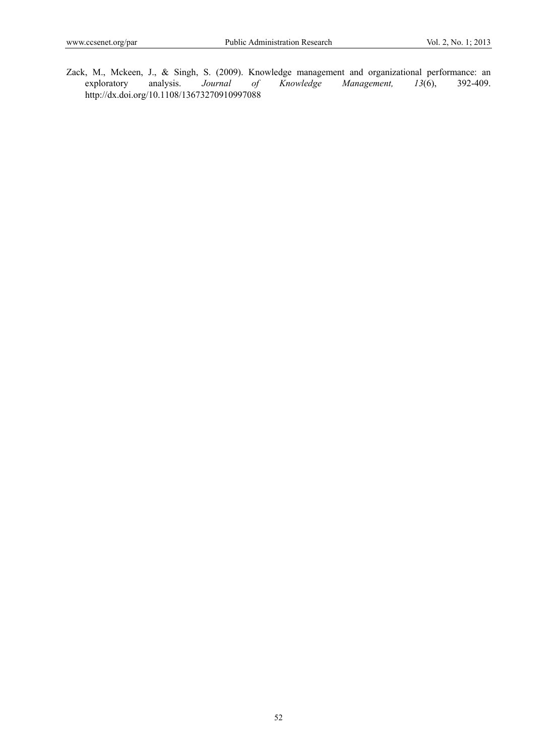Zack, M., Mckeen, J., & Singh, S. (2009). Knowledge management and organizational performance: an exploratory analysis. *Journal of Knowledge Management, 13*(6), 392-409. http://dx.doi.org/10.1108/13673270910997088